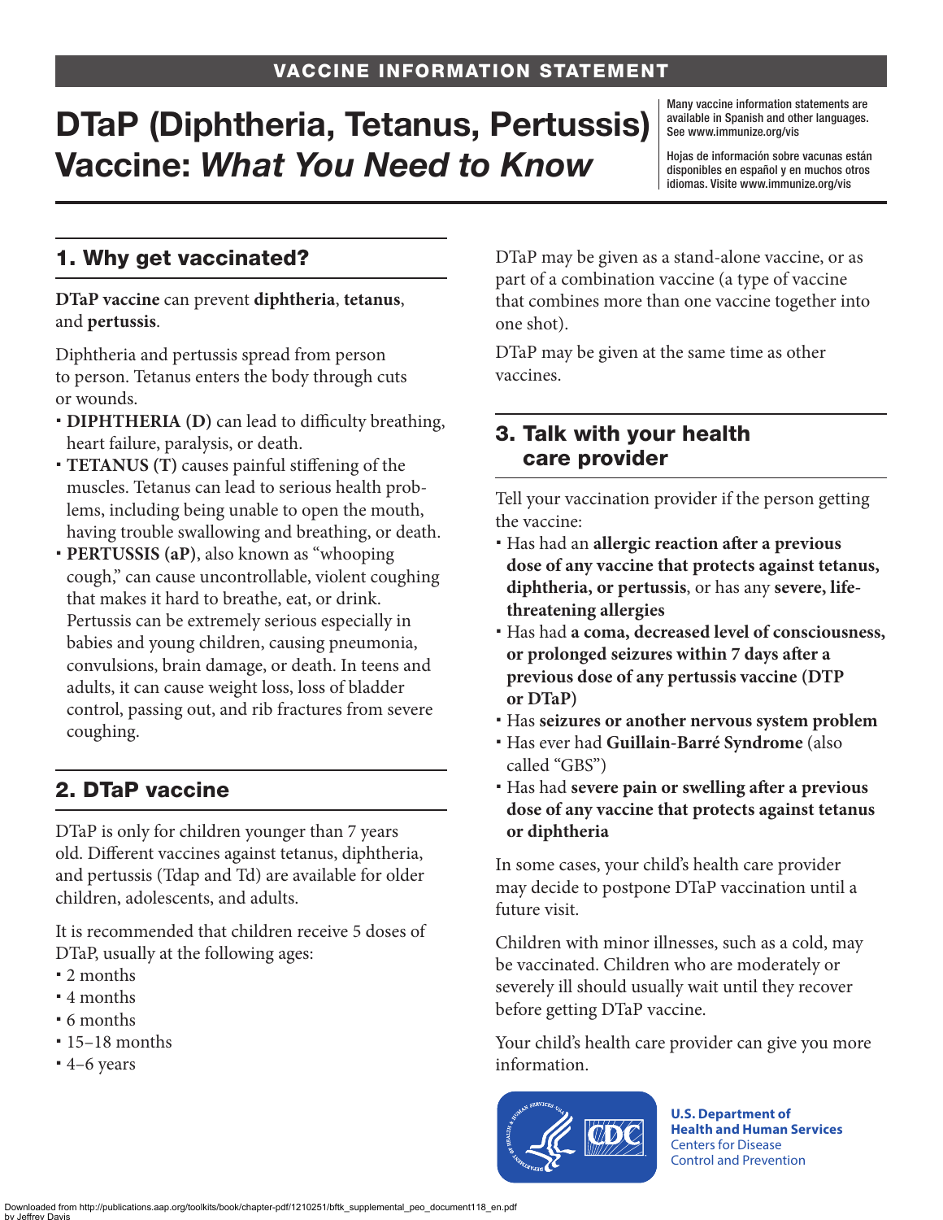VACCINE INFORMATION STATEMENT

# DTaP (Diphtheria, Tetanus, Pertussis) Vaccine: *What You Need to Know*

Many vaccine information statements are available in Spanish and other languages. See www.immunize.org/vis

Hojas de información sobre vacunas están disponibles en español y en muchos otros idiomas. Visite www.immunize.org/vis

## 1. Why get vaccinated?

**DTaP vaccine** can prevent **diphtheria**, **tetanus**, and **pertussis**.

Diphtheria and pertussis spread from person to person. Tetanus enters the body through cuts or wounds.

- **DIPHTHERIA (D)** can lead to difficulty breathing, heart failure, paralysis, or death.
- **TETANUS (T)** causes painful stiffening of the muscles. Tetanus can lead to serious health problems, including being unable to open the mouth, having trouble swallowing and breathing, or death.
- **PERTUSSIS (aP)**, also known as "whooping cough," can cause uncontrollable, violent coughing that makes it hard to breathe, eat, or drink. Pertussis can be extremely serious especially in babies and young children, causing pneumonia, convulsions, brain damage, or death. In teens and adults, it can cause weight loss, loss of bladder control, passing out, and rib fractures from severe coughing.

## 2. DTaP vaccine

DTaP is only for children younger than 7 years old. Different vaccines against tetanus, diphtheria, and pertussis (Tdap and Td) are available for older children, adolescents, and adults.

It is recommended that children receive 5 doses of DTaP, usually at the following ages:

- 2 months
- 4 months
- 6 months
- 15–18 months
- 4–6 years

DTaP may be given as a stand-alone vaccine, or as part of a combination vaccine (a type of vaccine that combines more than one vaccine together into one shot).

DTaP may be given at the same time as other vaccines.

## 3. Talk with your health care provider

Tell your vaccination provider if the person getting the vaccine:

- Has had an **allergic reaction after a previous dose of any vaccine that protects against tetanus, diphtheria, or pertussis**, or has any **severe, life-threatening allergies**
- Has had **a coma, decreased level of consciousness, or prolonged seizures within 7 days after a previous dose of any pertussis vaccine (DTP or DTaP)**
- Has **seizures or another nervous system problem**
- Has ever had **Guillain-Barré Syndrome** (also called "GBS")
- Has had **severe pain or swelling after a previous dose of any vaccine that protects against tetanus or diphtheria**

In some cases, your child's health care provider may decide to postpone DTaP vaccination until a future visit.

Children with minor illnesses, such as a cold, may be vaccinated. Children who are moderately or severely ill should usually wait until they recover before getting DTaP vaccine.

Your child's health care provider can give you more information.

**U.S. Department of Health and Human Services**
Centers for Disease Control and Prevention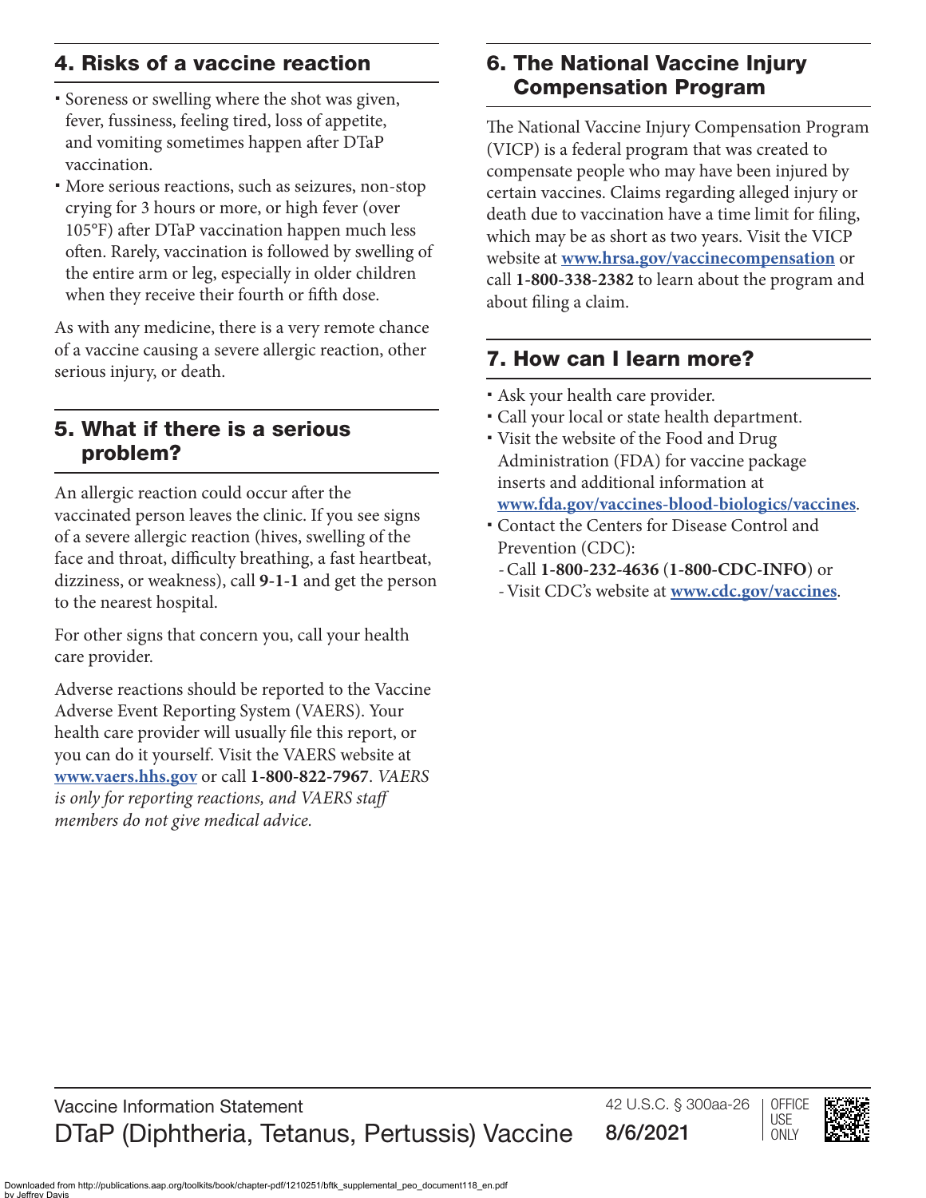## 4. Risks of a vaccine reaction

- Soreness or swelling where the shot was given, fever, fussiness, feeling tired, loss of appetite, and vomiting sometimes happen after DTaP vaccination.
- More serious reactions, such as seizures, non-stop crying for 3 hours or more, or high fever (over 105°F) after DTaP vaccination happen much less often. Rarely, vaccination is followed by swelling of the entire arm or leg, especially in older children when they receive their fourth or fifth dose.

As with any medicine, there is a very remote chance of a vaccine causing a severe allergic reaction, other serious injury, or death.

## 5. What if there is a serious problem?

An allergic reaction could occur after the vaccinated person leaves the clinic. If you see signs of a severe allergic reaction (hives, swelling of the face and throat, difficulty breathing, a fast heartbeat, dizziness, or weakness), call **9-1-1** and get the person to the nearest hospital.

For other signs that concern you, call your health care provider.

Adverse reactions should be reported to the Vaccine Adverse Event Reporting System (VAERS). Your health care provider will usually file this report, or you can do it yourself. Visit the VAERS website at **www.vaers.hhs.gov** or call **1-800-822-7967**. *VAERS is only for reporting reactions, and VAERS staff members do not give medical advice.*

## 6. The National Vaccine Injury Compensation Program

The National Vaccine Injury Compensation Program (VICP) is a federal program that was created to compensate people who may have been injured by certain vaccines. Claims regarding alleged injury or death due to vaccination have a time limit for filing, which may be as short as two years. Visit the VICP website at **www.hrsa.gov/vaccinecompensation** or call **1-800-338-2382** to learn about the program and about filing a claim.

## 7. How can I learn more?

- Ask your health care provider.
- Call your local or state health department.
- Visit the website of the Food and Drug Administration (FDA) for vaccine package inserts and additional information at **www.fda.gov/vaccines-blood-biologics/vaccines**.
- Contact the Centers for Disease Control and Prevention (CDC):
  - Call **1-800-232-4636** (**1-800-CDC-INFO**) or
  - Visit CDC's website at **www.cdc.gov/vaccines**.

Vaccine Information Statement
DTaP (Diphtheria, Tetanus, Pertussis) Vaccine

42 U.S.C. § 300aa-26
**8/6/2021**

OFFICE USE ONLY